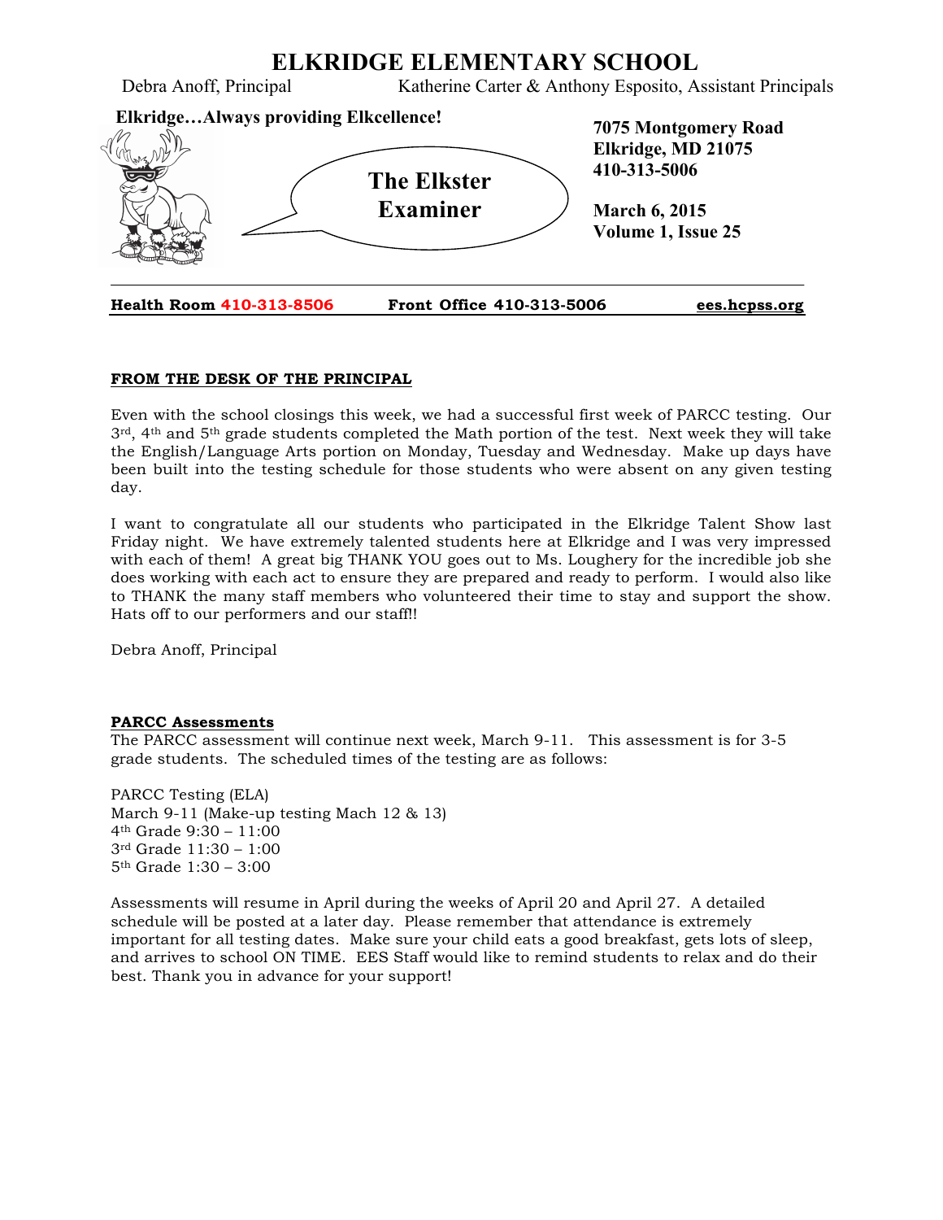# ELKRIDGE ELEMENTARY SCHOOL

Debra Anoff, Principal Katherine Carter & Anthony Esposito, Assistant Principals

**Elkridge…Always providing Elkcellence!**

**The Elkster Examiner**

**7075 Montgomery Road**
**Elkridge, MD 21075**
**410-313-5006**

**March 6, 2015**
**Volume 1, Issue 25**

**Health Room 410-313-8506** **Front Office 410-313-5006** **ees.hcpss.org**

## FROM THE DESK OF THE PRINCIPAL

Even with the school closings this week, we had a successful first week of PARCC testing. Our 3rd, 4th and 5th grade students completed the Math portion of the test. Next week they will take the English/Language Arts portion on Monday, Tuesday and Wednesday. Make up days have been built into the testing schedule for those students who were absent on any given testing day.

I want to congratulate all our students who participated in the Elkridge Talent Show last Friday night. We have extremely talented students here at Elkridge and I was very impressed with each of them! A great big THANK YOU goes out to Ms. Loughery for the incredible job she does working with each act to ensure they are prepared and ready to perform. I would also like to THANK the many staff members who volunteered their time to stay and support the show. Hats off to our performers and our staff!!

Debra Anoff, Principal

## PARCC Assessments

The PARCC assessment will continue next week, March 9-11. This assessment is for 3-5 grade students. The scheduled times of the testing are as follows:

PARCC Testing (ELA)
March 9-11 (Make-up testing Mach 12 & 13)
4th Grade 9:30 – 11:00
3rd Grade 11:30 – 1:00
5th Grade 1:30 – 3:00

Assessments will resume in April during the weeks of April 20 and April 27. A detailed schedule will be posted at a later day. Please remember that attendance is extremely important for all testing dates. Make sure your child eats a good breakfast, gets lots of sleep, and arrives to school ON TIME. EES Staff would like to remind students to relax and do their best. Thank you in advance for your support!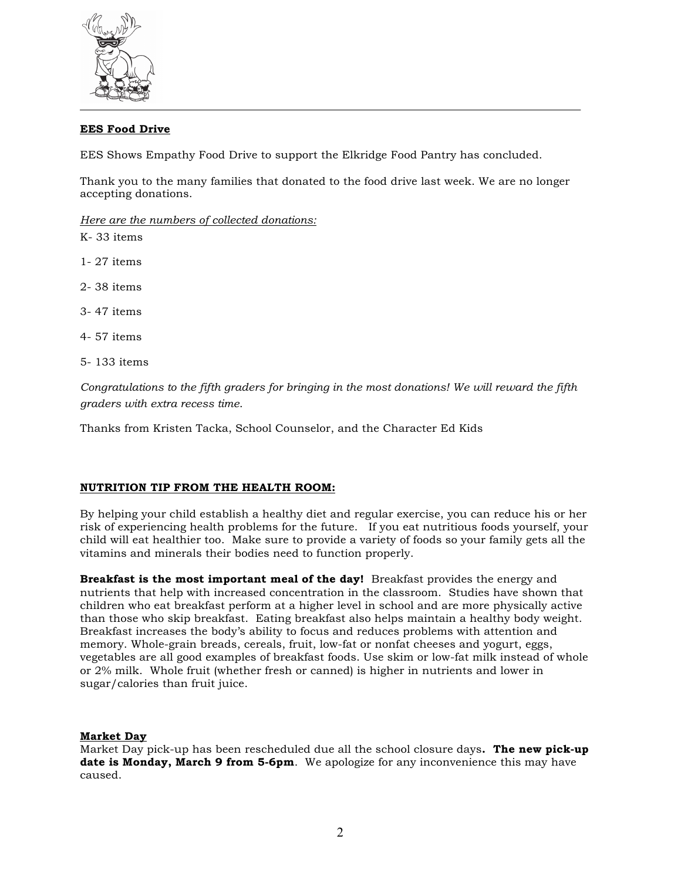## EES Food Drive

EES Shows Empathy Food Drive to support the Elkridge Food Pantry has concluded.

Thank you to the many families that donated to the food drive last week. We are no longer accepting donations.

*Here are the numbers of collected donations:*

K- 33 items

1- 27 items

2- 38 items

3- 47 items

4- 57 items

5- 133 items

*Congratulations to the fifth graders for bringing in the most donations! We will reward the fifth graders with extra recess time.*

Thanks from Kristen Tacka, School Counselor, and the Character Ed Kids

## NUTRITION TIP FROM THE HEALTH ROOM:

By helping your child establish a healthy diet and regular exercise, you can reduce his or her risk of experiencing health problems for the future. If you eat nutritious foods yourself, your child will eat healthier too. Make sure to provide a variety of foods so your family gets all the vitamins and minerals their bodies need to function properly.

**Breakfast is the most important meal of the day!** Breakfast provides the energy and nutrients that help with increased concentration in the classroom. Studies have shown that children who eat breakfast perform at a higher level in school and are more physically active than those who skip breakfast. Eating breakfast also helps maintain a healthy body weight. Breakfast increases the body's ability to focus and reduces problems with attention and memory. Whole-grain breads, cereals, fruit, low-fat or nonfat cheeses and yogurt, eggs, vegetables are all good examples of breakfast foods. Use skim or low-fat milk instead of whole or 2% milk. Whole fruit (whether fresh or canned) is higher in nutrients and lower in sugar/calories than fruit juice.

## Market Day

Market Day pick-up has been rescheduled due all the school closure days**. The new pick-up date is Monday, March 9 from 5-6pm**. We apologize for any inconvenience this may have caused.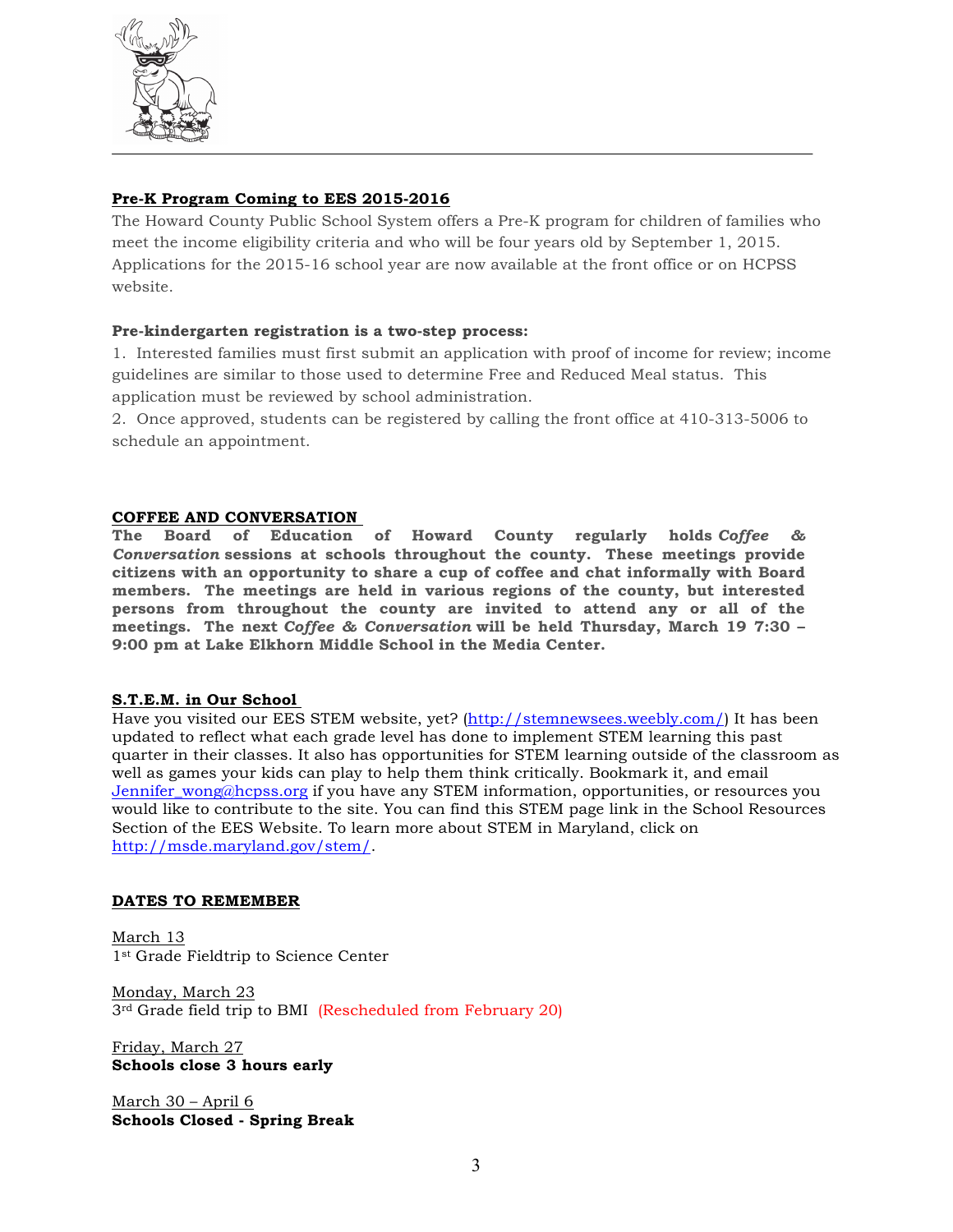## Pre-K Program Coming to EES 2015-2016

The Howard County Public School System offers a Pre-K program for children of families who meet the income eligibility criteria and who will be four years old by September 1, 2015. Applications for the 2015-16 school year are now available at the front office or on HCPSS website.

**Pre-kindergarten registration is a two-step process:**

1. Interested families must first submit an application with proof of income for review; income guidelines are similar to those used to determine Free and Reduced Meal status. This application must be reviewed by school administration.
2. Once approved, students can be registered by calling the front office at 410-313-5006 to schedule an appointment.

## COFFEE AND CONVERSATION

**The Board of Education of Howard County regularly holds *Coffee & Conversation* sessions at schools throughout the county. These meetings provide citizens with an opportunity to share a cup of coffee and chat informally with Board members. The meetings are held in various regions of the county, but interested persons from throughout the county are invited to attend any or all of the meetings. The next *Coffee & Conversation* will be held Thursday, March 19 7:30 – 9:00 pm at Lake Elkhorn Middle School in the Media Center.**

## S.T.E.M. in Our School

Have you visited our EES STEM website, yet? (http://stemnewsees.weebly.com/) It has been updated to reflect what each grade level has done to implement STEM learning this past quarter in their classes. It also has opportunities for STEM learning outside of the classroom as well as games your kids can play to help them think critically. Bookmark it, and email Jennifer_wong@hcpss.org if you have any STEM information, opportunities, or resources you would like to contribute to the site. You can find this STEM page link in the School Resources Section of the EES Website. To learn more about STEM in Maryland, click on http://msde.maryland.gov/stem/.

## DATES TO REMEMBER

March 13
1st Grade Fieldtrip to Science Center

Monday, March 23
3rd Grade field trip to BMI (Rescheduled from February 20)

Friday, March 27
**Schools close 3 hours early**

March 30 – April 6
**Schools Closed - Spring Break**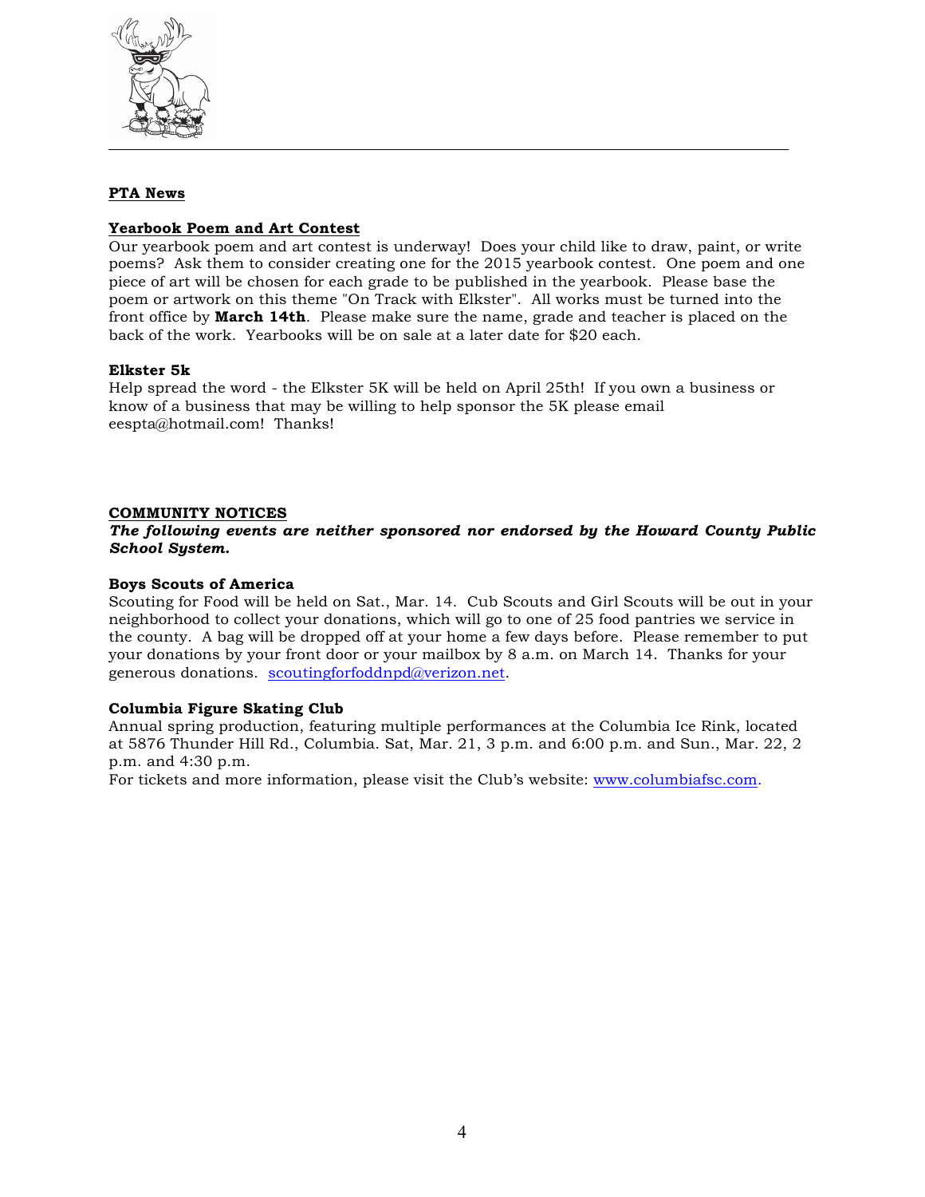**PTA News**

**Yearbook Poem and Art Contest**

Our yearbook poem and art contest is underway! Does your child like to draw, paint, or write poems? Ask them to consider creating one for the 2015 yearbook contest. One poem and one piece of art will be chosen for each grade to be published in the yearbook. Please base the poem or artwork on this theme "On Track with Elkster". All works must be turned into the front office by **March 14th**. Please make sure the name, grade and teacher is placed on the back of the work. Yearbooks will be on sale at a later date for $20 each.

**Elkster 5k**

Help spread the word - the Elkster 5K will be held on April 25th! If you own a business or know of a business that may be willing to help sponsor the 5K please email eespta@hotmail.com! Thanks!

**COMMUNITY NOTICES**

***The following events are neither sponsored nor endorsed by the Howard County Public School System.***

**Boys Scouts of America**

Scouting for Food will be held on Sat., Mar. 14. Cub Scouts and Girl Scouts will be out in your neighborhood to collect your donations, which will go to one of 25 food pantries we service in the county. A bag will be dropped off at your home a few days before. Please remember to put your donations by your front door or your mailbox by 8 a.m. on March 14. Thanks for your generous donations. scoutingforfoddnpd@verizon.net.

**Columbia Figure Skating Club**

Annual spring production, featuring multiple performances at the Columbia Ice Rink, located at 5876 Thunder Hill Rd., Columbia. Sat, Mar. 21, 3 p.m. and 6:00 p.m. and Sun., Mar. 22, 2 p.m. and 4:30 p.m.

For tickets and more information, please visit the Club's website: www.columbiafsc.com.